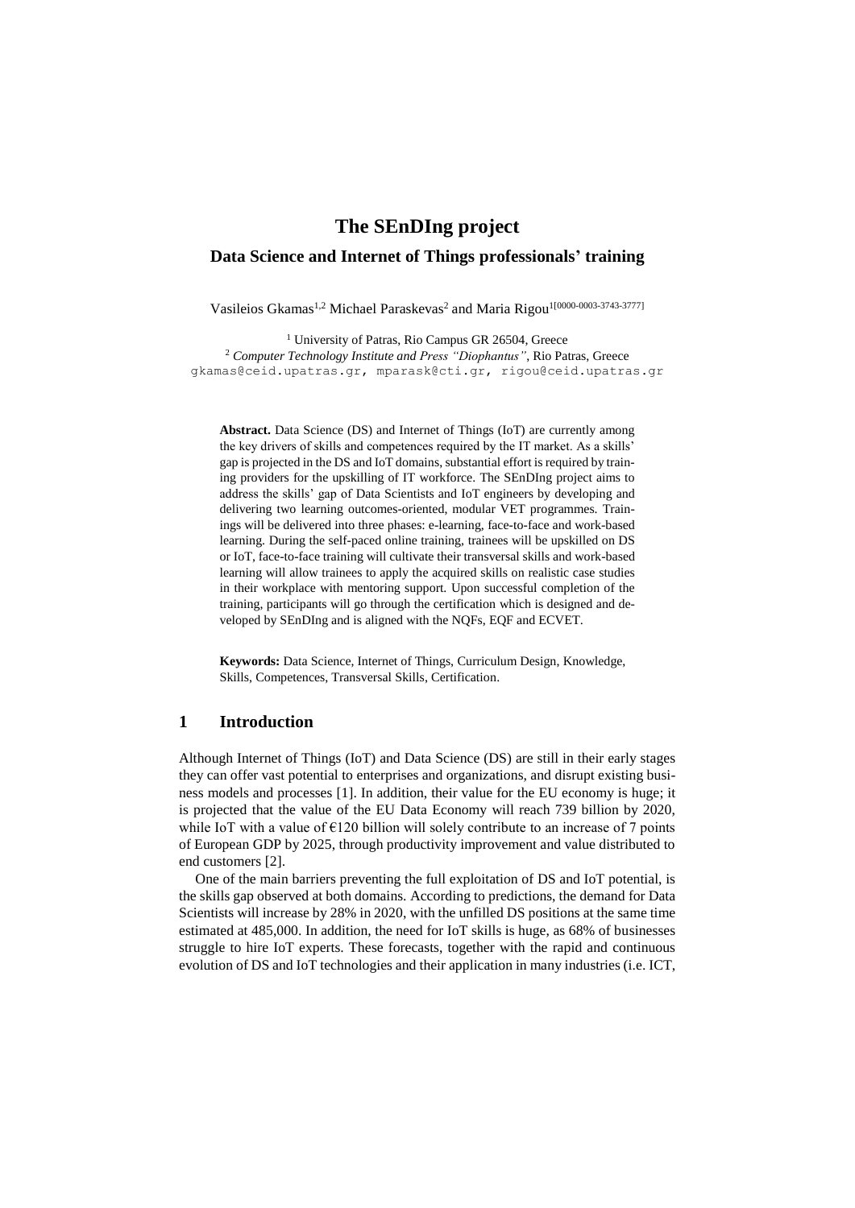# The SEnDIng project

## Data Science and Internet of Things professionals' training

Vasileios Gkamas[1,2] Michael Paraskevas[2] and Maria Rigou[1[0000-0003-3743-3777]]

[1] University of Patras, Rio Campus GR 26504, Greece
[2] *Computer Technology Institute and Press "Diophantus"*, Rio Patras, Greece
gkamas@ceid.upatras.gr, mparask@cti.gr, rigou@ceid.upatras.gr

**Abstract.** Data Science (DS) and Internet of Things (IoT) are currently among the key drivers of skills and competences required by the IT market. As a skills' gap is projected in the DS and IoT domains, substantial effort is required by training providers for the upskilling of IT workforce. The SEnDIng project aims to address the skills' gap of Data Scientists and IoT engineers by developing and delivering two learning outcomes-oriented, modular VET programmes. Trainings will be delivered into three phases: e-learning, face-to-face and work-based learning. During the self-paced online training, trainees will be upskilled on DS or IoT, face-to-face training will cultivate their transversal skills and work-based learning will allow trainees to apply the acquired skills on realistic case studies in their workplace with mentoring support. Upon successful completion of the training, participants will go through the certification which is designed and developed by SEnDIng and is aligned with the NQFs, EQF and ECVET.

**Keywords:** Data Science, Internet of Things, Curriculum Design, Knowledge, Skills, Competences, Transversal Skills, Certification.

## 1 Introduction

Although Internet of Things (IoT) and Data Science (DS) are still in their early stages they can offer vast potential to enterprises and organizations, and disrupt existing business models and processes [1]. In addition, their value for the EU economy is huge; it is projected that the value of the EU Data Economy will reach 739 billion by 2020, while IoT with a value of €120 billion will solely contribute to an increase of 7 points of European GDP by 2025, through productivity improvement and value distributed to end customers [2].

One of the main barriers preventing the full exploitation of DS and IoT potential, is the skills gap observed at both domains. According to predictions, the demand for Data Scientists will increase by 28% in 2020, with the unfilled DS positions at the same time estimated at 485,000. In addition, the need for IoT skills is huge, as 68% of businesses struggle to hire IoT experts. These forecasts, together with the rapid and continuous evolution of DS and IoT technologies and their application in many industries (i.e. ICT,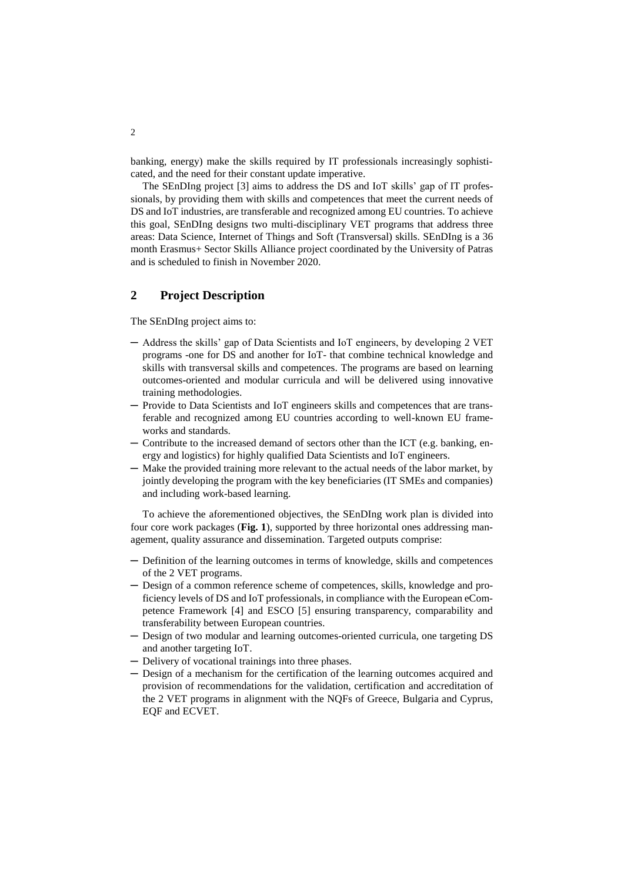banking, energy) make the skills required by IT professionals increasingly sophisticated, and the need for their constant update imperative.

The SEnDIng project [3] aims to address the DS and IoT skills' gap of IT professionals, by providing them with skills and competences that meet the current needs of DS and IoT industries, are transferable and recognized among EU countries. To achieve this goal, SEnDIng designs two multi-disciplinary VET programs that address three areas: Data Science, Internet of Things and Soft (Transversal) skills. SEnDIng is a 36 month Erasmus+ Sector Skills Alliance project coordinated by the University of Patras and is scheduled to finish in November 2020.

## 2 Project Description

The SEnDIng project aims to:

- Address the skills' gap of Data Scientists and IoT engineers, by developing 2 VET programs -one for DS and another for IoT- that combine technical knowledge and skills with transversal skills and competences. The programs are based on learning outcomes-oriented and modular curricula and will be delivered using innovative training methodologies.
- Provide to Data Scientists and IoT engineers skills and competences that are transferable and recognized among EU countries according to well-known EU frameworks and standards.
- Contribute to the increased demand of sectors other than the ICT (e.g. banking, energy and logistics) for highly qualified Data Scientists and IoT engineers.
- Make the provided training more relevant to the actual needs of the labor market, by jointly developing the program with the key beneficiaries (IT SMEs and companies) and including work-based learning.

To achieve the aforementioned objectives, the SEnDIng work plan is divided into four core work packages (**Fig. 1**), supported by three horizontal ones addressing management, quality assurance and dissemination. Targeted outputs comprise:

- Definition of the learning outcomes in terms of knowledge, skills and competences of the 2 VET programs.
- Design of a common reference scheme of competences, skills, knowledge and proficiency levels of DS and IoT professionals, in compliance with the European eCompetence Framework [4] and ESCO [5] ensuring transparency, comparability and transferability between European countries.
- Design of two modular and learning outcomes-oriented curricula, one targeting DS and another targeting IoT.
- Delivery of vocational trainings into three phases.
- Design of a mechanism for the certification of the learning outcomes acquired and provision of recommendations for the validation, certification and accreditation of the 2 VET programs in alignment with the NQFs of Greece, Bulgaria and Cyprus, EQF and ECVET.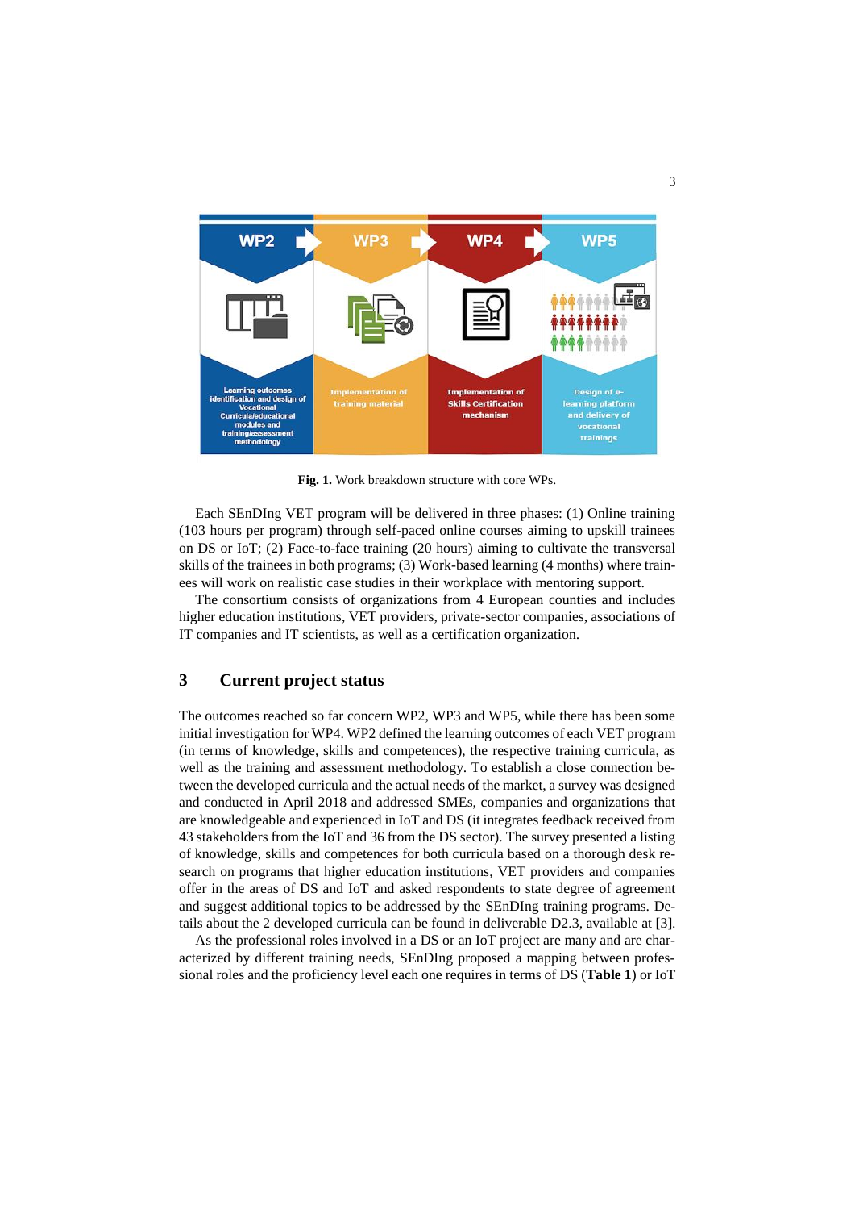**Fig. 1.** Work breakdown structure with core WPs.

Each SEnDIng VET program will be delivered in three phases: (1) Online training (103 hours per program) through self-paced online courses aiming to upskill trainees on DS or IoT; (2) Face-to-face training (20 hours) aiming to cultivate the transversal skills of the trainees in both programs; (3) Work-based learning (4 months) where trainees will work on realistic case studies in their workplace with mentoring support.

The consortium consists of organizations from 4 European counties and includes higher education institutions, VET providers, private-sector companies, associations of IT companies and IT scientists, as well as a certification organization.

## 3 Current project status

The outcomes reached so far concern WP2, WP3 and WP5, while there has been some initial investigation for WP4. WP2 defined the learning outcomes of each VET program (in terms of knowledge, skills and competences), the respective training curricula, as well as the training and assessment methodology. To establish a close connection between the developed curricula and the actual needs of the market, a survey was designed and conducted in April 2018 and addressed SMEs, companies and organizations that are knowledgeable and experienced in IoT and DS (it integrates feedback received from 43 stakeholders from the IoT and 36 from the DS sector). The survey presented a listing of knowledge, skills and competences for both curricula based on a thorough desk research on programs that higher education institutions, VET providers and companies offer in the areas of DS and IoT and asked respondents to state degree of agreement and suggest additional topics to be addressed by the SEnDIng training programs. Details about the 2 developed curricula can be found in deliverable D2.3, available at [3].

As the professional roles involved in a DS or an IoT project are many and are characterized by different training needs, SEnDIng proposed a mapping between professional roles and the proficiency level each one requires in terms of DS (**Table 1**) or IoT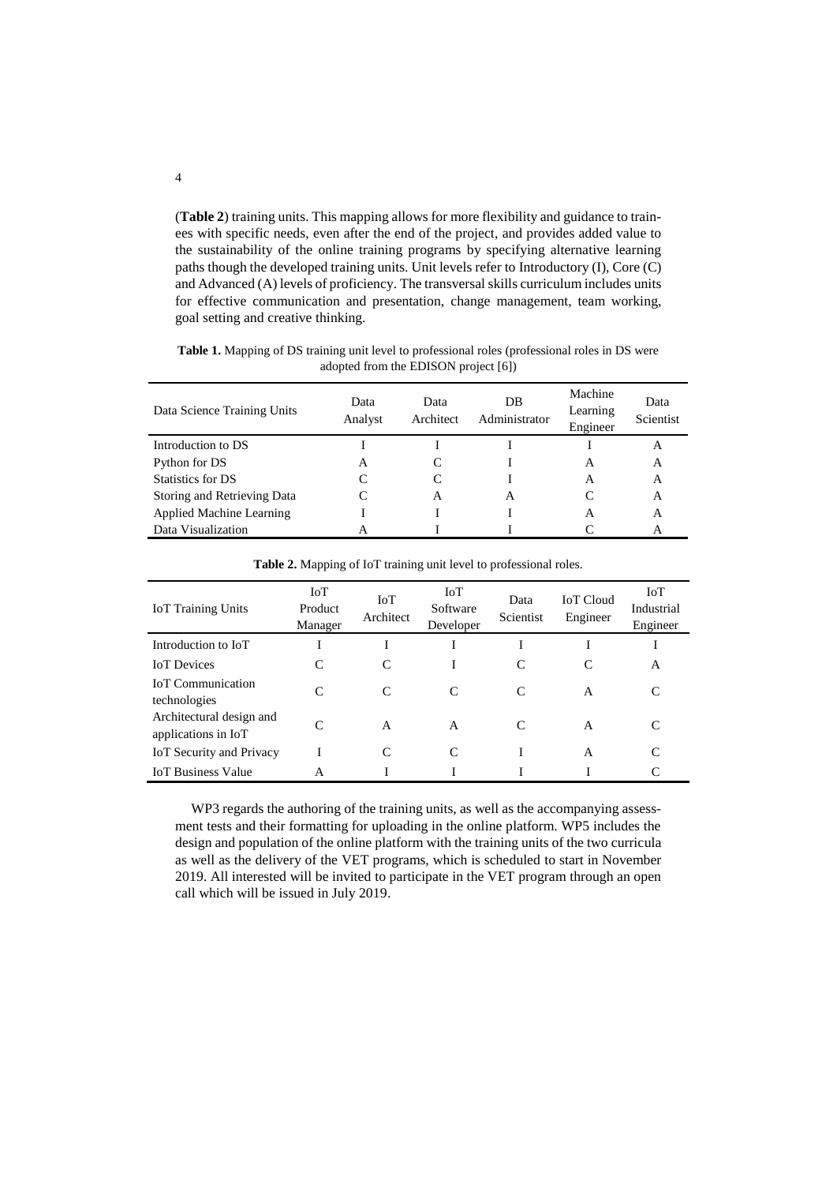(**Table 2**) training units. This mapping allows for more flexibility and guidance to trainees with specific needs, even after the end of the project, and provides added value to the sustainability of the online training programs by specifying alternative learning paths though the developed training units. Unit levels refer to Introductory (I), Core (C) and Advanced (A) levels of proficiency. The transversal skills curriculum includes units for effective communication and presentation, change management, team working, goal setting and creative thinking.

**Table 1.** Mapping of DS training unit level to professional roles (professional roles in DS were adopted from the EDISON project [6])

| Data Science Training Units | Data Analyst | Data Architect | DB Administrator | Machine Learning Engineer | Data Scientist |
|---|---|---|---|---|---|
| Introduction to DS | I | I | I | I | A |
| Python for DS | A | C | I | A | A |
| Statistics for DS | C | C | I | A | A |
| Storing and Retrieving Data | C | A | A | C | A |
| Applied Machine Learning | I | I | I | A | A |
| Data Visualization | A | I | I | C | A |

**Table 2.** Mapping of IoT training unit level to professional roles.

| IoT Training Units | IoT Product Manager | IoT Architect | IoT Software Developer | Data Scientist | IoT Cloud Engineer | IoT Industrial Engineer |
|---|---|---|---|---|---|---|
| Introduction to IoT | I | I | I | I | I | I |
| IoT Devices | C | C | I | C | C | A |
| IoT Communication technologies | C | C | C | C | A | C |
| Architectural design and applications in IoT | C | A | A | C | A | C |
| IoT Security and Privacy | I | C | C | I | A | C |
| IoT Business Value | A | I | I | I | I | C |

WP3 regards the authoring of the training units, as well as the accompanying assessment tests and their formatting for uploading in the online platform. WP5 includes the design and population of the online platform with the training units of the two curricula as well as the delivery of the VET programs, which is scheduled to start in November 2019. All interested will be invited to participate in the VET program through an open call which will be issued in July 2019.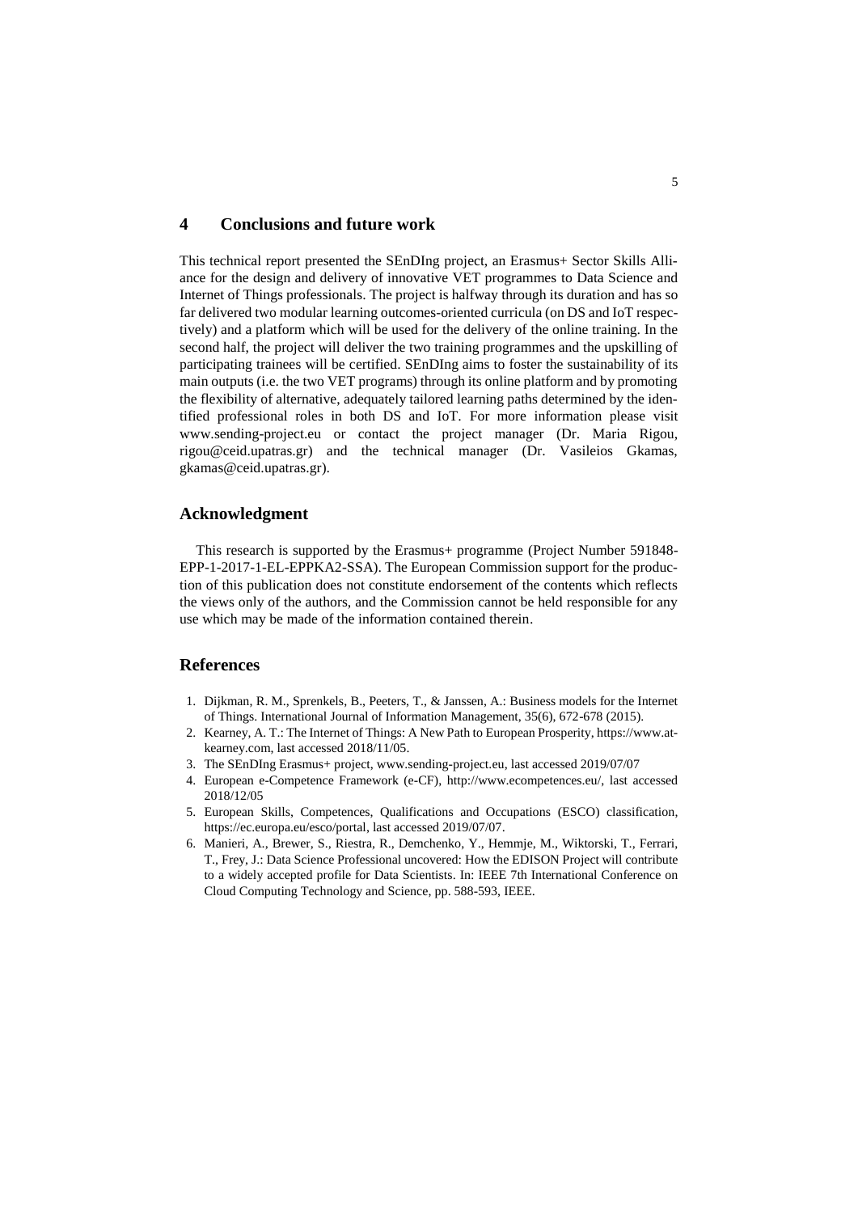## 4 Conclusions and future work

This technical report presented the SEnDIng project, an Erasmus+ Sector Skills Alliance for the design and delivery of innovative VET programmes to Data Science and Internet of Things professionals. The project is halfway through its duration and has so far delivered two modular learning outcomes-oriented curricula (on DS and IoT respectively) and a platform which will be used for the delivery of the online training. In the second half, the project will deliver the two training programmes and the upskilling of participating trainees will be certified. SEnDIng aims to foster the sustainability of its main outputs (i.e. the two VET programs) through its online platform and by promoting the flexibility of alternative, adequately tailored learning paths determined by the identified professional roles in both DS and IoT. For more information please visit www.sending-project.eu or contact the project manager (Dr. Maria Rigou, rigou@ceid.upatras.gr) and the technical manager (Dr. Vasileios Gkamas, gkamas@ceid.upatras.gr).

## Acknowledgment

This research is supported by the Erasmus+ programme (Project Number 591848-EPP-1-2017-1-EL-EPPKA2-SSA). The European Commission support for the production of this publication does not constitute endorsement of the contents which reflects the views only of the authors, and the Commission cannot be held responsible for any use which may be made of the information contained therein.

## References

1. Dijkman, R. M., Sprenkels, B., Peeters, T., & Janssen, A.: Business models for the Internet of Things. International Journal of Information Management, 35(6), 672-678 (2015).
2. Kearney, A. T.: The Internet of Things: A New Path to European Prosperity, https://www.at-kearney.com, last accessed 2018/11/05.
3. The SEnDIng Erasmus+ project, www.sending-project.eu, last accessed 2019/07/07
4. European e-Competence Framework (e-CF), http://www.ecompetences.eu/, last accessed 2018/12/05
5. European Skills, Competences, Qualifications and Occupations (ESCO) classification, https://ec.europa.eu/esco/portal, last accessed 2019/07/07.
6. Manieri, A., Brewer, S., Riestra, R., Demchenko, Y., Hemmje, M., Wiktorski, T., Ferrari, T., Frey, J.: Data Science Professional uncovered: How the EDISON Project will contribute to a widely accepted profile for Data Scientists. In: IEEE 7th International Conference on Cloud Computing Technology and Science, pp. 588-593, IEEE.